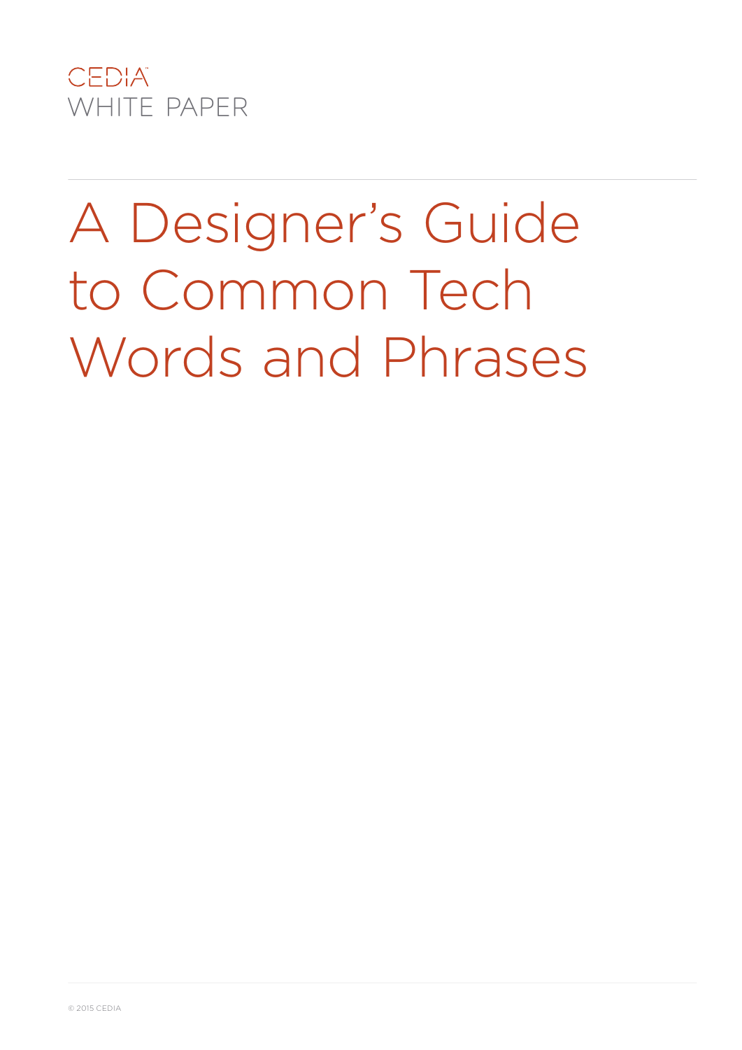CEDIA™
WHITE PAPER

# A Designer's Guide to Common Tech Words and Phrases

© 2015 CEDIA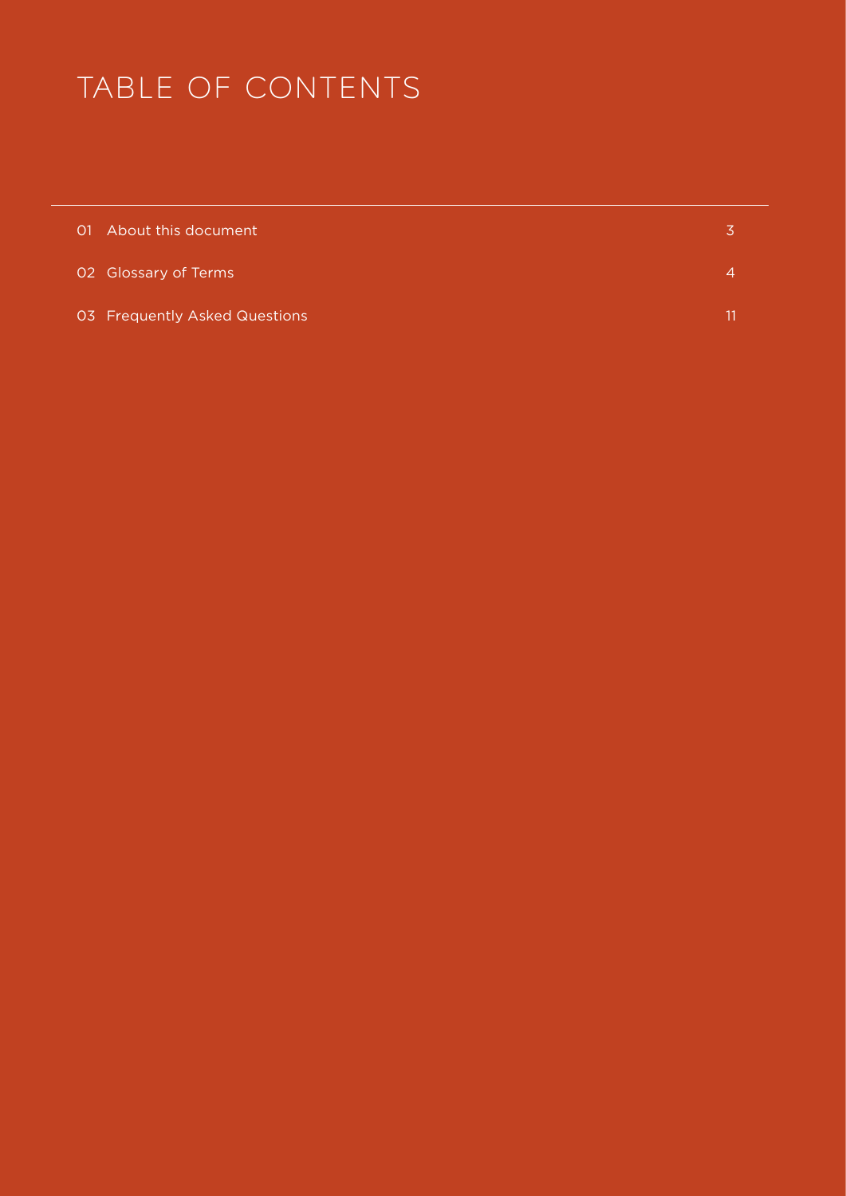# TABLE OF CONTENTS

| | | |
|---|---|---|
| 01 | About this document | 3 |
| 02 | Glossary of Terms | 4 |
| 03 | Frequently Asked Questions | 11 |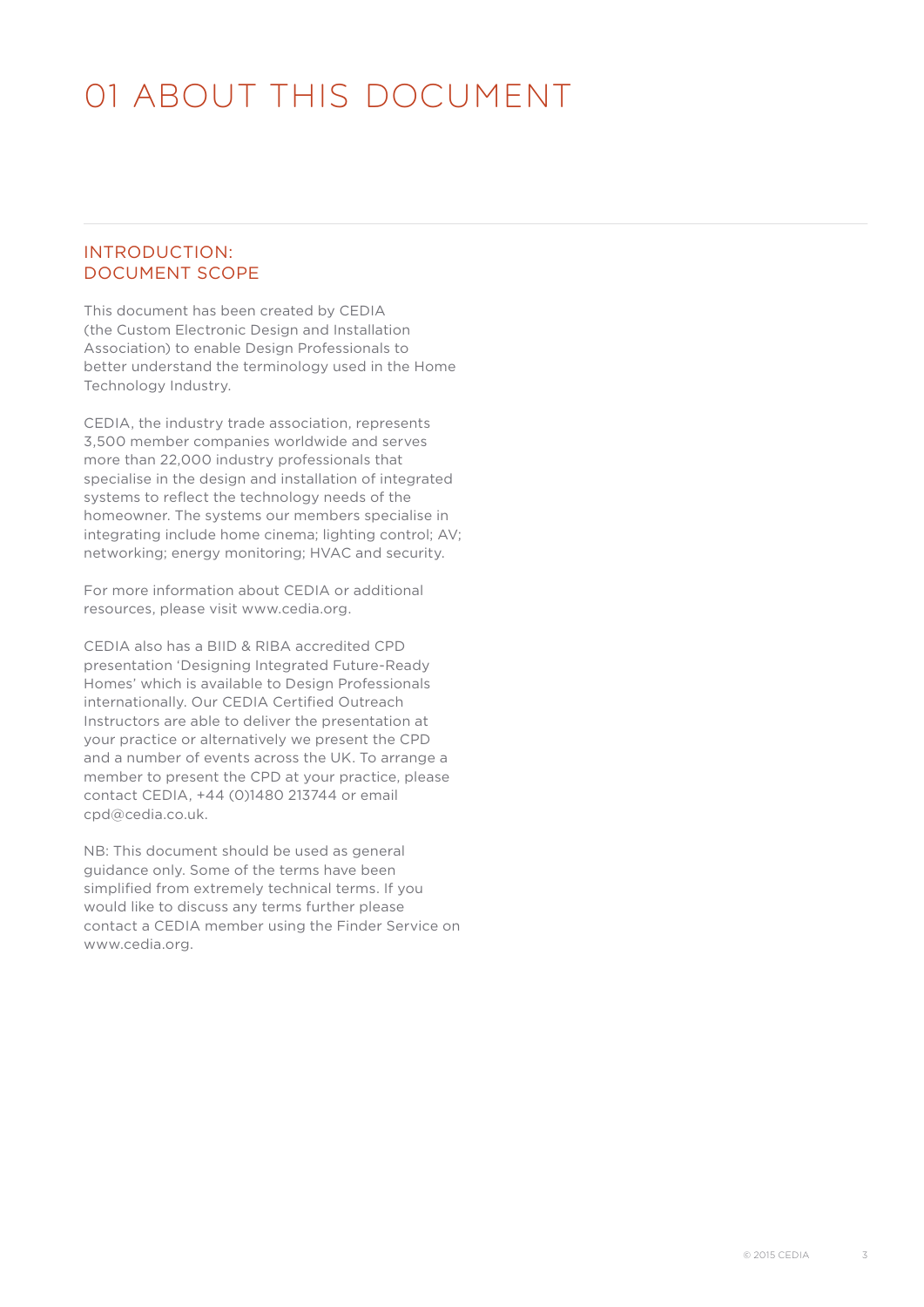# 01 ABOUT THIS DOCUMENT

## INTRODUCTION: DOCUMENT SCOPE

This document has been created by CEDIA (the Custom Electronic Design and Installation Association) to enable Design Professionals to better understand the terminology used in the Home Technology Industry.

CEDIA, the industry trade association, represents 3,500 member companies worldwide and serves more than 22,000 industry professionals that specialise in the design and installation of integrated systems to reflect the technology needs of the homeowner. The systems our members specialise in integrating include home cinema; lighting control; AV; networking; energy monitoring; HVAC and security.

For more information about CEDIA or additional resources, please visit www.cedia.org.

CEDIA also has a BIID & RIBA accredited CPD presentation 'Designing Integrated Future-Ready Homes' which is available to Design Professionals internationally. Our CEDIA Certified Outreach Instructors are able to deliver the presentation at your practice or alternatively we present the CPD and a number of events across the UK. To arrange a member to present the CPD at your practice, please contact CEDIA, +44 (0)1480 213744 or email cpd@cedia.co.uk.

NB: This document should be used as general guidance only. Some of the terms have been simplified from extremely technical terms. If you would like to discuss any terms further please contact a CEDIA member using the Finder Service on www.cedia.org.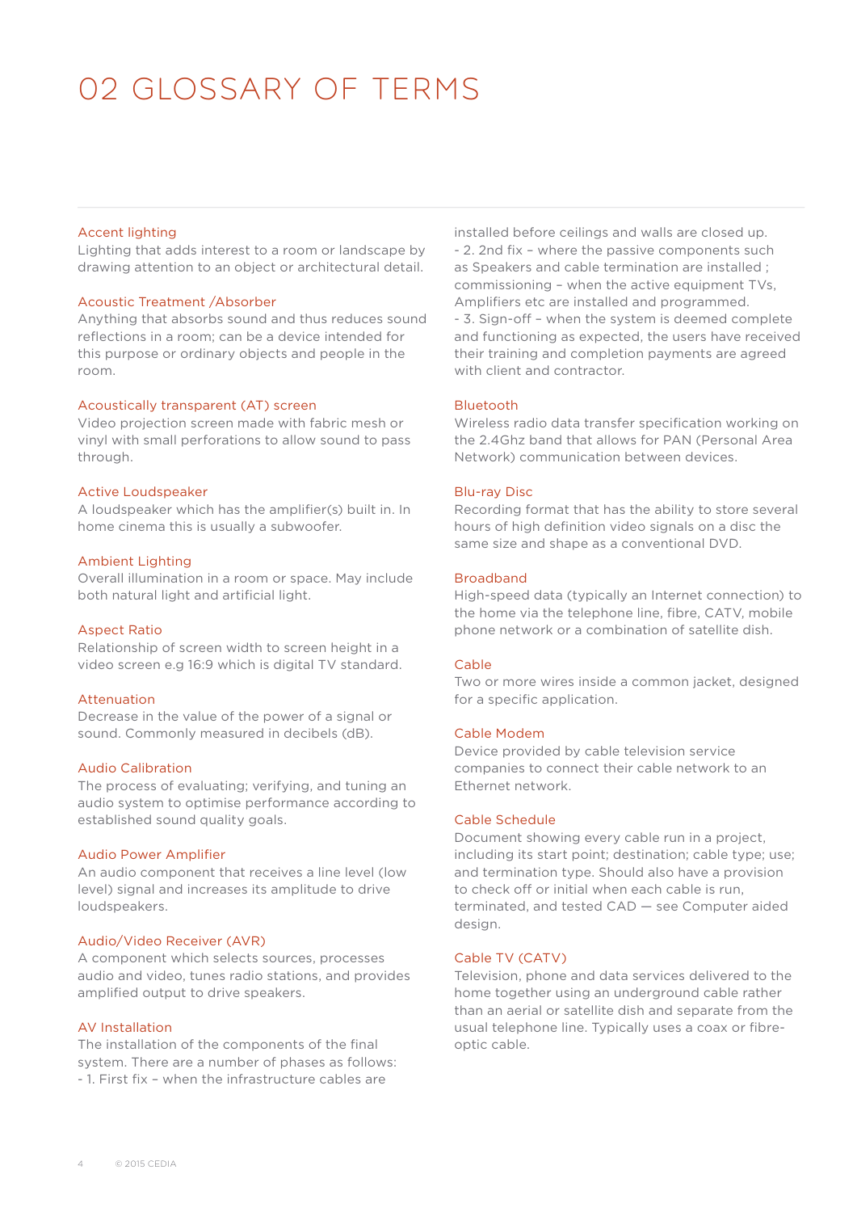# 02 GLOSSARY OF TERMS

### Accent lighting
Lighting that adds interest to a room or landscape by drawing attention to an object or architectural detail.

### Acoustic Treatment /Absorber
Anything that absorbs sound and thus reduces sound reflections in a room; can be a device intended for this purpose or ordinary objects and people in the room.

### Acoustically transparent (AT) screen
Video projection screen made with fabric mesh or vinyl with small perforations to allow sound to pass through.

### Active Loudspeaker
A loudspeaker which has the amplifier(s) built in. In home cinema this is usually a subwoofer.

### Ambient Lighting
Overall illumination in a room or space. May include both natural light and artificial light.

### Aspect Ratio
Relationship of screen width to screen height in a video screen e.g 16:9 which is digital TV standard.

### Attenuation
Decrease in the value of the power of a signal or sound. Commonly measured in decibels (dB).

### Audio Calibration
The process of evaluating; verifying, and tuning an audio system to optimise performance according to established sound quality goals.

### Audio Power Amplifier
An audio component that receives a line level (low level) signal and increases its amplitude to drive loudspeakers.

### Audio/Video Receiver (AVR)
A component which selects sources, processes audio and video, tunes radio stations, and provides amplified output to drive speakers.

### AV Installation
The installation of the components of the final system. There are a number of phases as follows:
- 1. First fix – when the infrastructure cables are installed before ceilings and walls are closed up.
- 2. 2nd fix – where the passive components such as Speakers and cable termination are installed ; commissioning – when the active equipment TVs, Amplifiers etc are installed and programmed.
- 3. Sign-off – when the system is deemed complete and functioning as expected, the users have received their training and completion payments are agreed with client and contractor.

### Bluetooth
Wireless radio data transfer specification working on the 2.4Ghz band that allows for PAN (Personal Area Network) communication between devices.

### Blu-ray Disc
Recording format that has the ability to store several hours of high definition video signals on a disc the same size and shape as a conventional DVD.

### Broadband
High-speed data (typically an Internet connection) to the home via the telephone line, fibre, CATV, mobile phone network or a combination of satellite dish.

### Cable
Two or more wires inside a common jacket, designed for a specific application.

### Cable Modem
Device provided by cable television service companies to connect their cable network to an Ethernet network.

### Cable Schedule
Document showing every cable run in a project, including its start point; destination; cable type; use; and termination type. Should also have a provision to check off or initial when each cable is run, terminated, and tested CAD — see Computer aided design.

### Cable TV (CATV)
Television, phone and data services delivered to the home together using an underground cable rather than an aerial or satellite dish and separate from the usual telephone line. Typically uses a coax or fibre-optic cable.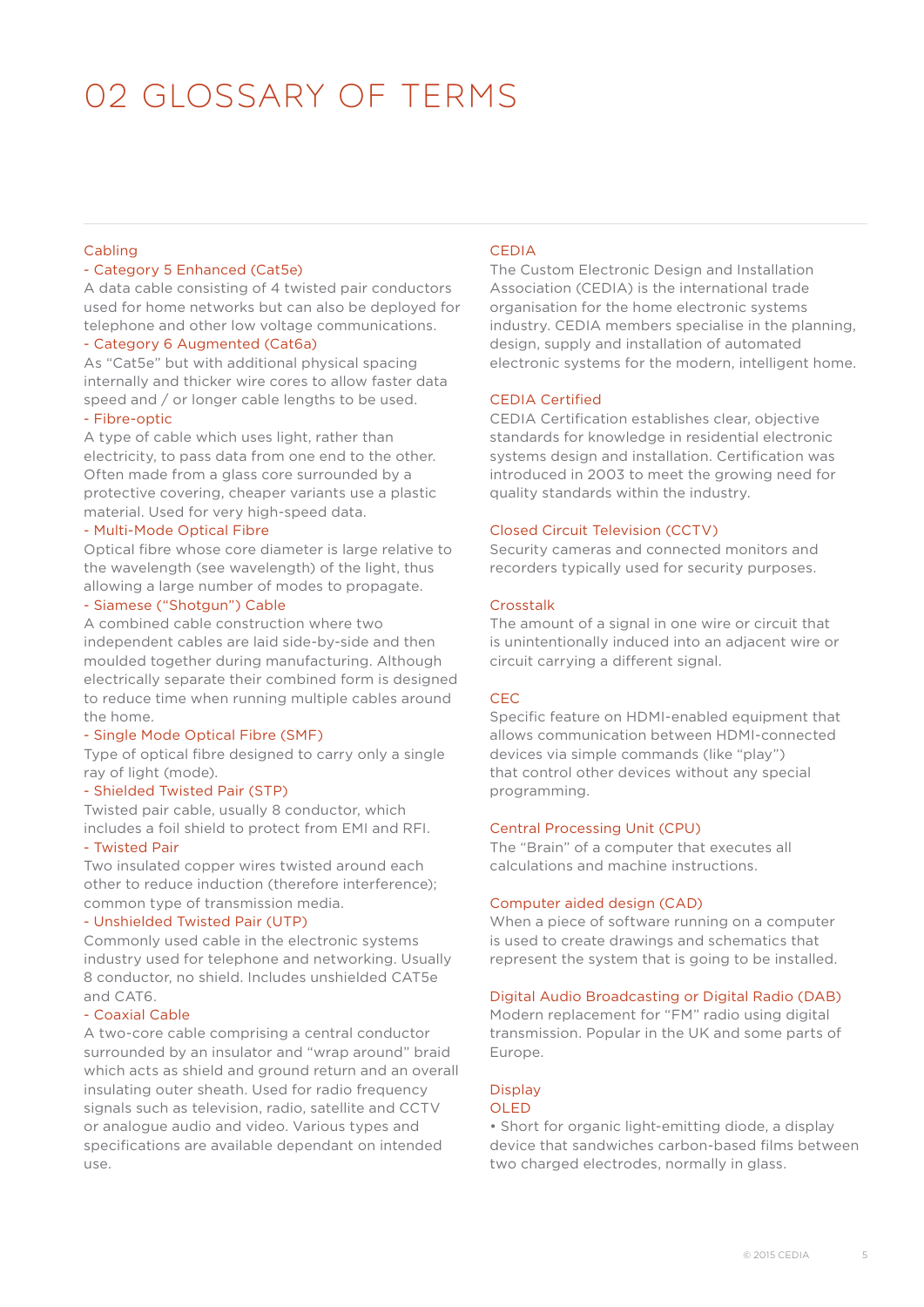# 02 GLOSSARY OF TERMS

### Cabling

**- Category 5 Enhanced (Cat5e)**
A data cable consisting of 4 twisted pair conductors used for home networks but can also be deployed for telephone and other low voltage communications.

**- Category 6 Augmented (Cat6a)**
As "Cat5e" but with additional physical spacing internally and thicker wire cores to allow faster data speed and / or longer cable lengths to be used.

**- Fibre-optic**
A type of cable which uses light, rather than electricity, to pass data from one end to the other. Often made from a glass core surrounded by a protective covering, cheaper variants use a plastic material. Used for very high-speed data.

**- Multi-Mode Optical Fibre**
Optical fibre whose core diameter is large relative to the wavelength (see wavelength) of the light, thus allowing a large number of modes to propagate.

**- Siamese ("Shotgun") Cable**
A combined cable construction where two independent cables are laid side-by-side and then moulded together during manufacturing. Although electrically separate their combined form is designed to reduce time when running multiple cables around the home.

**- Single Mode Optical Fibre (SMF)**
Type of optical fibre designed to carry only a single ray of light (mode).

**- Shielded Twisted Pair (STP)**
Twisted pair cable, usually 8 conductor, which includes a foil shield to protect from EMI and RFI.

**- Twisted Pair**
Two insulated copper wires twisted around each other to reduce induction (therefore interference); common type of transmission media.

**- Unshielded Twisted Pair (UTP)**
Commonly used cable in the electronic systems industry used for telephone and networking. Usually 8 conductor, no shield. Includes unshielded CAT5e and CAT6.

**- Coaxial Cable**
A two-core cable comprising a central conductor surrounded by an insulator and "wrap around" braid which acts as shield and ground return and an overall insulating outer sheath. Used for radio frequency signals such as television, radio, satellite and CCTV or analogue audio and video. Various types and specifications are available dependant on intended use.

### CEDIA
The Custom Electronic Design and Installation Association (CEDIA) is the international trade organisation for the home electronic systems industry. CEDIA members specialise in the planning, design, supply and installation of automated electronic systems for the modern, intelligent home.

### CEDIA Certified
CEDIA Certification establishes clear, objective standards for knowledge in residential electronic systems design and installation. Certification was introduced in 2003 to meet the growing need for quality standards within the industry.

### Closed Circuit Television (CCTV)
Security cameras and connected monitors and recorders typically used for security purposes.

### Crosstalk
The amount of a signal in one wire or circuit that is unintentionally induced into an adjacent wire or circuit carrying a different signal.

### CEC
Specific feature on HDMI-enabled equipment that allows communication between HDMI-connected devices via simple commands (like "play") that control other devices without any special programming.

### Central Processing Unit (CPU)
The "Brain" of a computer that executes all calculations and machine instructions.

### Computer aided design (CAD)
When a piece of software running on a computer is used to create drawings and schematics that represent the system that is going to be installed.

### Digital Audio Broadcasting or Digital Radio (DAB)
Modern replacement for "FM" radio using digital transmission. Popular in the UK and some parts of Europe.

### Display

**OLED**
- Short for organic light-emitting diode, a display device that sandwiches carbon-based films between two charged electrodes, normally in glass.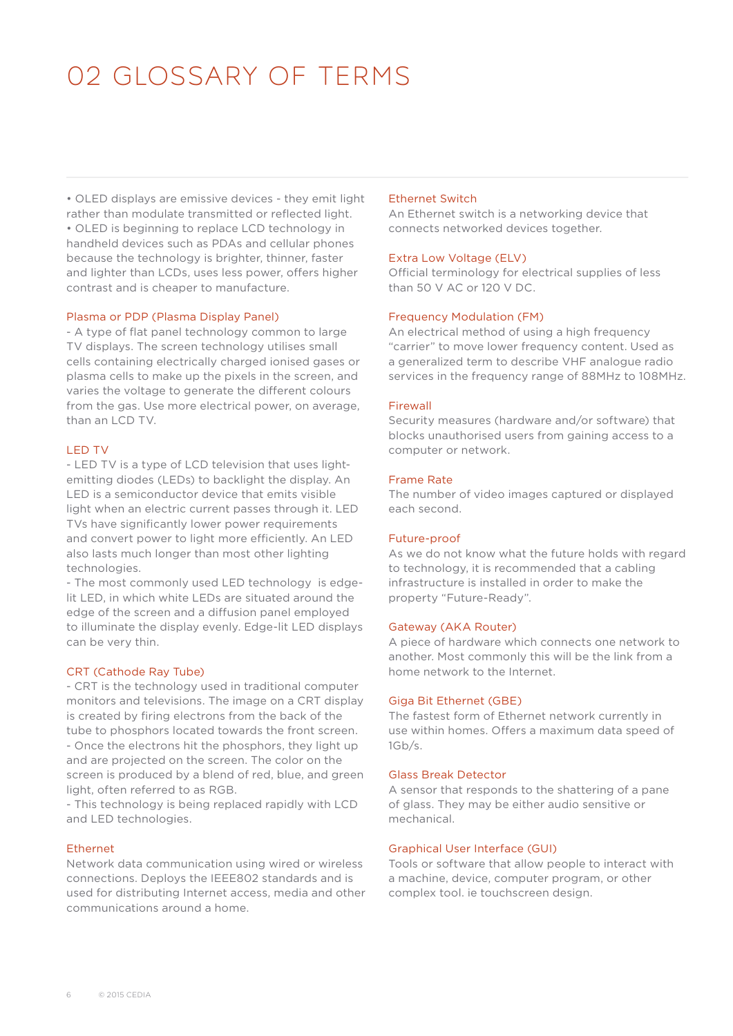# 02 GLOSSARY OF TERMS

• OLED displays are emissive devices - they emit light rather than modulate transmitted or reflected light.
• OLED is beginning to replace LCD technology in handheld devices such as PDAs and cellular phones because the technology is brighter, thinner, faster and lighter than LCDs, uses less power, offers higher contrast and is cheaper to manufacture.

### Plasma or PDP (Plasma Display Panel)

- A type of flat panel technology common to large TV displays. The screen technology utilises small cells containing electrically charged ionised gases or plasma cells to make up the pixels in the screen, and varies the voltage to generate the different colours from the gas. Use more electrical power, on average, than an LCD TV.

### LED TV

- LED TV is a type of LCD television that uses light-emitting diodes (LEDs) to backlight the display. An LED is a semiconductor device that emits visible light when an electric current passes through it. LED TVs have significantly lower power requirements and convert power to light more efficiently. An LED also lasts much longer than most other lighting technologies.
- The most commonly used LED technology is edge-lit LED, in which white LEDs are situated around the edge of the screen and a diffusion panel employed to illuminate the display evenly. Edge-lit LED displays can be very thin.

### CRT (Cathode Ray Tube)

- CRT is the technology used in traditional computer monitors and televisions. The image on a CRT display is created by firing electrons from the back of the tube to phosphors located towards the front screen.
- Once the electrons hit the phosphors, they light up and are projected on the screen. The color on the screen is produced by a blend of red, blue, and green light, often referred to as RGB.
- This technology is being replaced rapidly with LCD and LED technologies.

### Ethernet

Network data communication using wired or wireless connections. Deploys the IEEE802 standards and is used for distributing Internet access, media and other communications around a home.

### Ethernet Switch

An Ethernet switch is a networking device that connects networked devices together.

### Extra Low Voltage (ELV)

Official terminology for electrical supplies of less than 50 V AC or 120 V DC.

### Frequency Modulation (FM)

An electrical method of using a high frequency “carrier” to move lower frequency content. Used as a generalized term to describe VHF analogue radio services in the frequency range of 88MHz to 108MHz.

### Firewall

Security measures (hardware and/or software) that blocks unauthorised users from gaining access to a computer or network.

### Frame Rate

The number of video images captured or displayed each second.

### Future-proof

As we do not know what the future holds with regard to technology, it is recommended that a cabling infrastructure is installed in order to make the property “Future-Ready”.

### Gateway (AKA Router)

A piece of hardware which connects one network to another. Most commonly this will be the link from a home network to the Internet.

### Giga Bit Ethernet (GBE)

The fastest form of Ethernet network currently in use within homes. Offers a maximum data speed of 1Gb/s.

### Glass Break Detector

A sensor that responds to the shattering of a pane of glass. They may be either audio sensitive or mechanical.

### Graphical User Interface (GUI)

Tools or software that allow people to interact with a machine, device, computer program, or other complex tool. ie touchscreen design.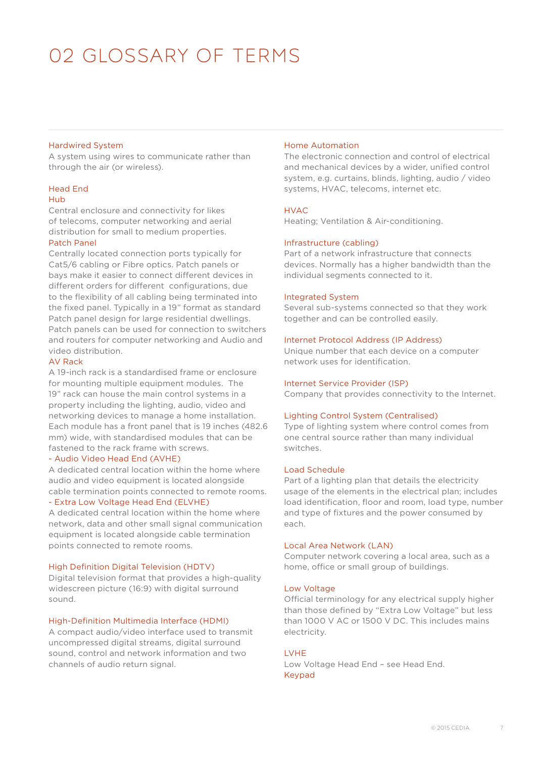# 02 GLOSSARY OF TERMS

**Hardwired System**
A system using wires to communicate rather than through the air (or wireless).

**Head End**

**Hub**
Central enclosure and connectivity for likes of telecoms, computer networking and aerial distribution for small to medium properties.

**Patch Panel**
Centrally located connection ports typically for Cat5/6 cabling or Fibre optics. Patch panels or bays make it easier to connect different devices in different orders for different configurations, due to the flexibility of all cabling being terminated into the fixed panel. Typically in a 19" format as standard Patch panel design for large residential dwellings. Patch panels can be used for connection to switchers and routers for computer networking and Audio and video distribution.

**AV Rack**
A 19-inch rack is a standardised frame or enclosure for mounting multiple equipment modules. The 19" rack can house the main control systems in a property including the lighting, audio, video and networking devices to manage a home installation. Each module has a front panel that is 19 inches (482.6 mm) wide, with standardised modules that can be fastened to the rack frame with screws.

**- Audio Video Head End (AVHE)**
A dedicated central location within the home where audio and video equipment is located alongside cable termination points connected to remote rooms.

**- Extra Low Voltage Head End (ELVHE)**
A dedicated central location within the home where network, data and other small signal communication equipment is located alongside cable termination points connected to remote rooms.

**High Definition Digital Television (HDTV)**
Digital television format that provides a high-quality widescreen picture (16:9) with digital surround sound.

**High-Definition Multimedia Interface (HDMI)**
A compact audio/video interface used to transmit uncompressed digital streams, digital surround sound, control and network information and two channels of audio return signal.

**Home Automation**
The electronic connection and control of electrical and mechanical devices by a wider, unified control system, e.g. curtains, blinds, lighting, audio / video systems, HVAC, telecoms, internet etc.

**HVAC**
Heating; Ventilation & Air-conditioning.

**Infrastructure (cabling)**
Part of a network infrastructure that connects devices. Normally has a higher bandwidth than the individual segments connected to it.

**Integrated System**
Several sub-systems connected so that they work together and can be controlled easily.

**Internet Protocol Address (IP Address)**
Unique number that each device on a computer network uses for identification.

**Internet Service Provider (ISP)**
Company that provides connectivity to the Internet.

**Lighting Control System (Centralised)**
Type of lighting system where control comes from one central source rather than many individual switches.

**Load Schedule**
Part of a lighting plan that details the electricity usage of the elements in the electrical plan; includes load identification, floor and room, load type, number and type of fixtures and the power consumed by each.

**Local Area Network (LAN)**
Computer network covering a local area, such as a home, office or small group of buildings.

**Low Voltage**
Official terminology for any electrical supply higher than those defined by "Extra Low Voltage" but less than 1000 V AC or 1500 V DC. This includes mains electricity.

**LVHE**
Low Voltage Head End – see Head End.

**Keypad**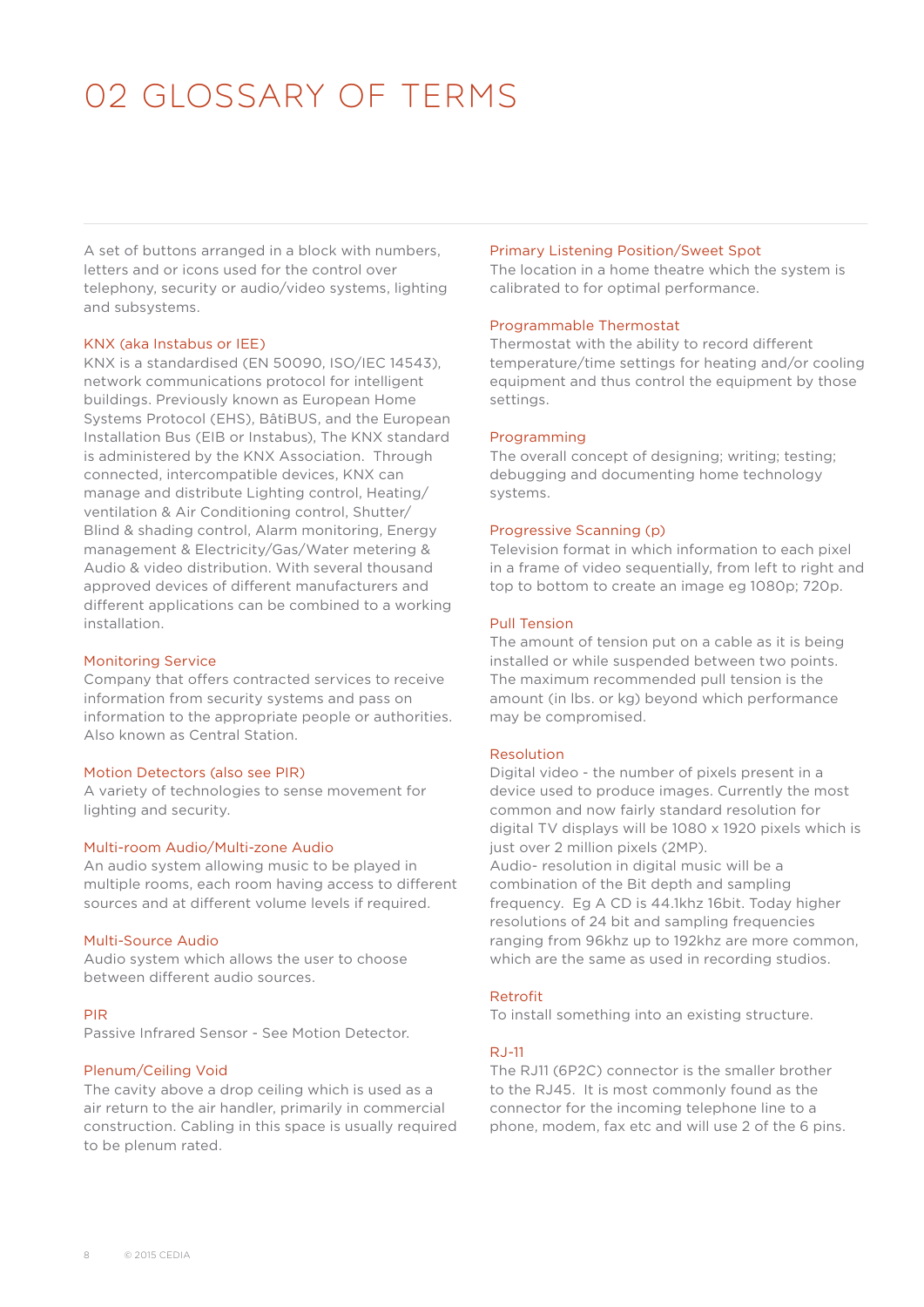# 02 GLOSSARY OF TERMS

A set of buttons arranged in a block with numbers, letters and or icons used for the control over telephony, security or audio/video systems, lighting and subsystems.

### KNX (aka Instabus or IEE)

KNX is a standardised (EN 50090, ISO/IEC 14543), network communications protocol for intelligent buildings. Previously known as European Home Systems Protocol (EHS), BâtiBUS, and the European Installation Bus (EIB or Instabus), The KNX standard is administered by the KNX Association. Through connected, intercompatible devices, KNX can manage and distribute Lighting control, Heating/ventilation & Air Conditioning control, Shutter/Blind & shading control, Alarm monitoring, Energy management & Electricity/Gas/Water metering & Audio & video distribution. With several thousand approved devices of different manufacturers and different applications can be combined to a working installation.

### Monitoring Service

Company that offers contracted services to receive information from security systems and pass on information to the appropriate people or authorities. Also known as Central Station.

### Motion Detectors (also see PIR)

A variety of technologies to sense movement for lighting and security.

### Multi-room Audio/Multi-zone Audio

An audio system allowing music to be played in multiple rooms, each room having access to different sources and at different volume levels if required.

### Multi-Source Audio

Audio system which allows the user to choose between different audio sources.

### PIR

Passive Infrared Sensor - See Motion Detector.

### Plenum/Ceiling Void

The cavity above a drop ceiling which is used as a air return to the air handler, primarily in commercial construction. Cabling in this space is usually required to be plenum rated.

### Primary Listening Position/Sweet Spot

The location in a home theatre which the system is calibrated to for optimal performance.

### Programmable Thermostat

Thermostat with the ability to record different temperature/time settings for heating and/or cooling equipment and thus control the equipment by those settings.

### Programming

The overall concept of designing; writing; testing; debugging and documenting home technology systems.

### Progressive Scanning (p)

Television format in which information to each pixel in a frame of video sequentially, from left to right and top to bottom to create an image eg 1080p; 720p.

### Pull Tension

The amount of tension put on a cable as it is being installed or while suspended between two points. The maximum recommended pull tension is the amount (in lbs. or kg) beyond which performance may be compromised.

### Resolution

Digital video - the number of pixels present in a device used to produce images. Currently the most common and now fairly standard resolution for digital TV displays will be 1080 x 1920 pixels which is just over 2 million pixels (2MP).
Audio- resolution in digital music will be a combination of the Bit depth and sampling frequency. Eg A CD is 44.1khz 16bit. Today higher resolutions of 24 bit and sampling frequencies ranging from 96khz up to 192khz are more common, which are the same as used in recording studios.

### Retrofit

To install something into an existing structure.

### RJ-11

The RJ11 (6P2C) connector is the smaller brother to the RJ45. It is most commonly found as the connector for the incoming telephone line to a phone, modem, fax etc and will use 2 of the 6 pins.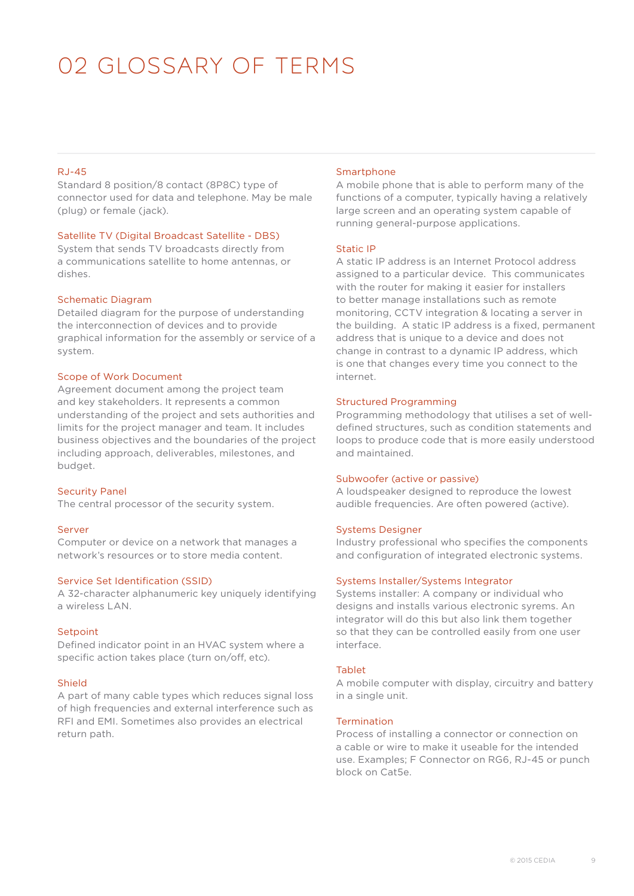# 02 GLOSSARY OF TERMS

### RJ-45
Standard 8 position/8 contact (8P8C) type of connector used for data and telephone. May be male (plug) or female (jack).

### Satellite TV (Digital Broadcast Satellite - DBS)
System that sends TV broadcasts directly from a communications satellite to home antennas, or dishes.

### Schematic Diagram
Detailed diagram for the purpose of understanding the interconnection of devices and to provide graphical information for the assembly or service of a system.

### Scope of Work Document
Agreement document among the project team and key stakeholders. It represents a common understanding of the project and sets authorities and limits for the project manager and team. It includes business objectives and the boundaries of the project including approach, deliverables, milestones, and budget.

### Security Panel
The central processor of the security system.

### Server
Computer or device on a network that manages a network's resources or to store media content.

### Service Set Identification (SSID)
A 32-character alphanumeric key uniquely identifying a wireless LAN.

### Setpoint
Defined indicator point in an HVAC system where a specific action takes place (turn on/off, etc).

### Shield
A part of many cable types which reduces signal loss of high frequencies and external interference such as RFI and EMI. Sometimes also provides an electrical return path.

### Smartphone
A mobile phone that is able to perform many of the functions of a computer, typically having a relatively large screen and an operating system capable of running general-purpose applications.

### Static IP
A static IP address is an Internet Protocol address assigned to a particular device. This communicates with the router for making it easier for installers to better manage installations such as remote monitoring, CCTV integration & locating a server in the building. A static IP address is a fixed, permanent address that is unique to a device and does not change in contrast to a dynamic IP address, which is one that changes every time you connect to the internet.

### Structured Programming
Programming methodology that utilises a set of well-defined structures, such as condition statements and loops to produce code that is more easily understood and maintained.

### Subwoofer (active or passive)
A loudspeaker designed to reproduce the lowest audible frequencies. Are often powered (active).

### Systems Designer
Industry professional who specifies the components and configuration of integrated electronic systems.

### Systems Installer/Systems Integrator
Systems installer: A company or individual who designs and installs various electronic syrems. An integrator will do this but also link them together so that they can be controlled easily from one user interface.

### Tablet
A mobile computer with display, circuitry and battery in a single unit.

### Termination
Process of installing a connector or connection on a cable or wire to make it useable for the intended use. Examples; F Connector on RG6, RJ-45 or punch block on Cat5e.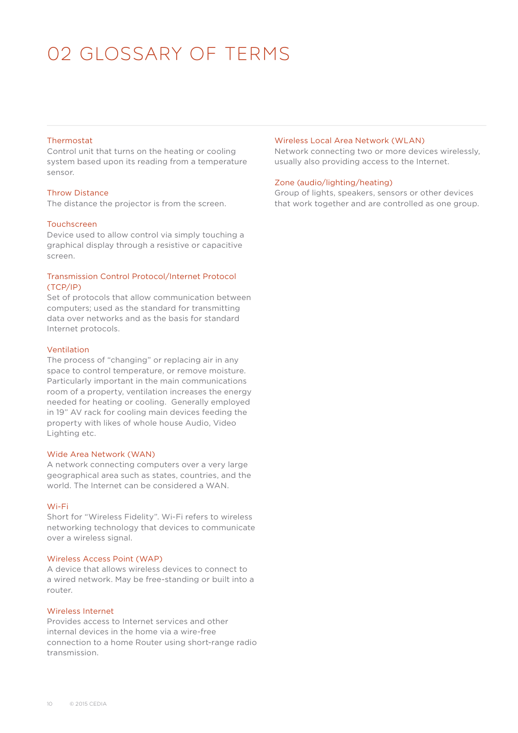# 02 GLOSSARY OF TERMS

### Thermostat
Control unit that turns on the heating or cooling system based upon its reading from a temperature sensor.

### Throw Distance
The distance the projector is from the screen.

### Touchscreen
Device used to allow control via simply touching a graphical display through a resistive or capacitive screen.

### Transmission Control Protocol/Internet Protocol (TCP/IP)
Set of protocols that allow communication between computers; used as the standard for transmitting data over networks and as the basis for standard Internet protocols.

### Ventilation
The process of "changing" or replacing air in any space to control temperature, or remove moisture. Particularly important in the main communications room of a property, ventilation increases the energy needed for heating or cooling. Generally employed in 19" AV rack for cooling main devices feeding the property with likes of whole house Audio, Video Lighting etc.

### Wide Area Network (WAN)
A network connecting computers over a very large geographical area such as states, countries, and the world. The Internet can be considered a WAN.

### Wi-Fi
Short for "Wireless Fidelity". Wi-Fi refers to wireless networking technology that devices to communicate over a wireless signal.

### Wireless Access Point (WAP)
A device that allows wireless devices to connect to a wired network. May be free-standing or built into a router.

### Wireless Internet
Provides access to Internet services and other internal devices in the home via a wire-free connection to a home Router using short-range radio transmission.

### Wireless Local Area Network (WLAN)
Network connecting two or more devices wirelessly, usually also providing access to the Internet.

### Zone (audio/lighting/heating)
Group of lights, speakers, sensors or other devices that work together and are controlled as one group.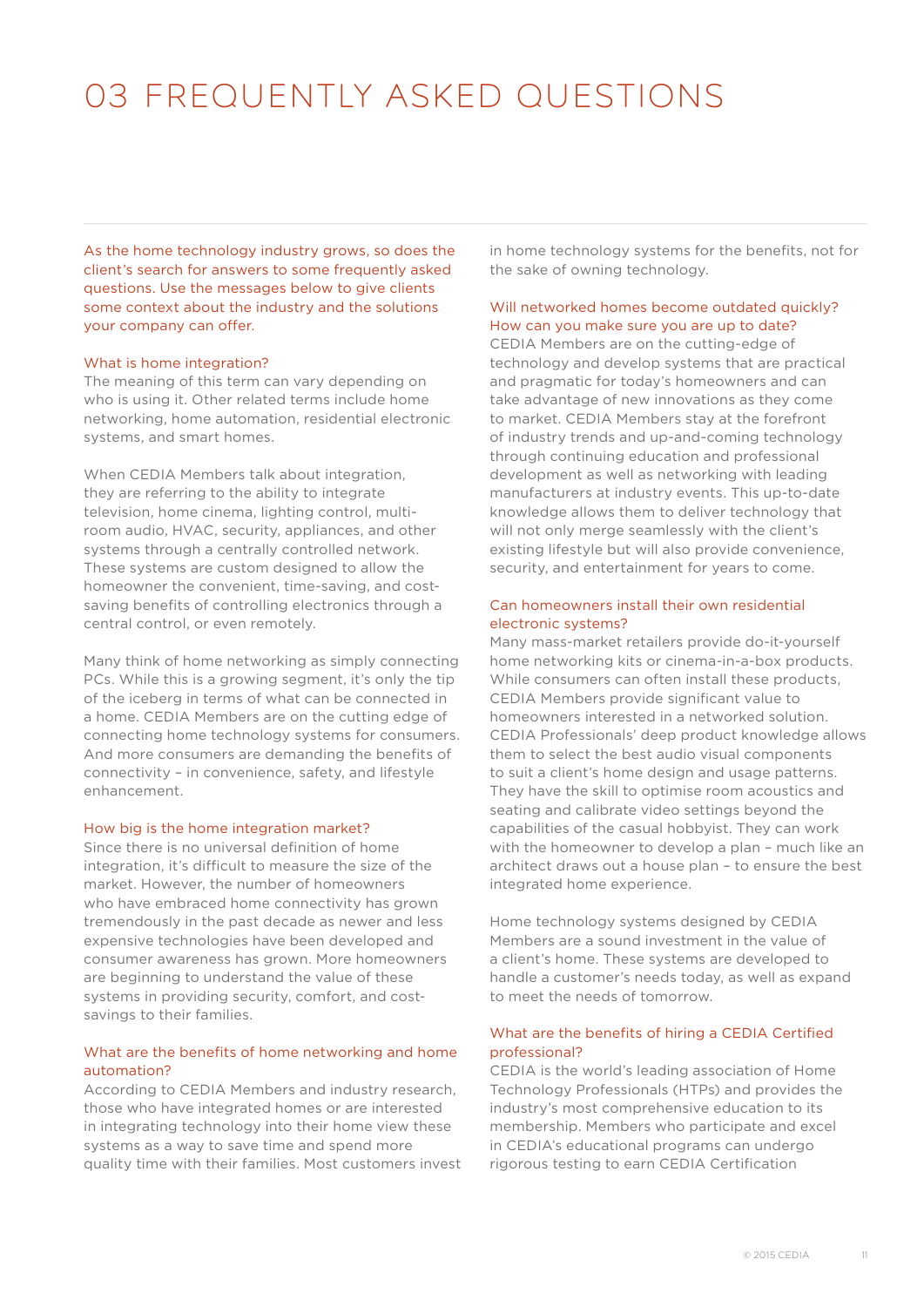# 03 FREQUENTLY ASKED QUESTIONS

As the home technology industry grows, so does the client's search for answers to some frequently asked questions. Use the messages below to give clients some context about the industry and the solutions your company can offer.

### What is home integration?

The meaning of this term can vary depending on who is using it. Other related terms include home networking, home automation, residential electronic systems, and smart homes.

When CEDIA Members talk about integration, they are referring to the ability to integrate television, home cinema, lighting control, multi-room audio, HVAC, security, appliances, and other systems through a centrally controlled network. These systems are custom designed to allow the homeowner the convenient, time-saving, and cost-saving benefits of controlling electronics through a central control, or even remotely.

Many think of home networking as simply connecting PCs. While this is a growing segment, it's only the tip of the iceberg in terms of what can be connected in a home. CEDIA Members are on the cutting edge of connecting home technology systems for consumers. And more consumers are demanding the benefits of connectivity – in convenience, safety, and lifestyle enhancement.

### How big is the home integration market?

Since there is no universal definition of home integration, it's difficult to measure the size of the market. However, the number of homeowners who have embraced home connectivity has grown tremendously in the past decade as newer and less expensive technologies have been developed and consumer awareness has grown. More homeowners are beginning to understand the value of these systems in providing security, comfort, and cost-savings to their families.

### What are the benefits of home networking and home automation?

According to CEDIA Members and industry research, those who have integrated homes or are interested in integrating technology into their home view these systems as a way to save time and spend more quality time with their families. Most customers invest in home technology systems for the benefits, not for the sake of owning technology.

### Will networked homes become outdated quickly? How can you make sure you are up to date?

CEDIA Members are on the cutting-edge of technology and develop systems that are practical and pragmatic for today's homeowners and can take advantage of new innovations as they come to market. CEDIA Members stay at the forefront of industry trends and up-and-coming technology through continuing education and professional development as well as networking with leading manufacturers at industry events. This up-to-date knowledge allows them to deliver technology that will not only merge seamlessly with the client's existing lifestyle but will also provide convenience, security, and entertainment for years to come.

### Can homeowners install their own residential electronic systems?

Many mass-market retailers provide do-it-yourself home networking kits or cinema-in-a-box products. While consumers can often install these products, CEDIA Members provide significant value to homeowners interested in a networked solution. CEDIA Professionals' deep product knowledge allows them to select the best audio visual components to suit a client's home design and usage patterns. They have the skill to optimise room acoustics and seating and calibrate video settings beyond the capabilities of the casual hobbyist. They can work with the homeowner to develop a plan – much like an architect draws out a house plan – to ensure the best integrated home experience.

Home technology systems designed by CEDIA Members are a sound investment in the value of a client's home. These systems are developed to handle a customer's needs today, as well as expand to meet the needs of tomorrow.

### What are the benefits of hiring a CEDIA Certified professional?

CEDIA is the world's leading association of Home Technology Professionals (HTPs) and provides the industry's most comprehensive education to its membership. Members who participate and excel in CEDIA's educational programs can undergo rigorous testing to earn CEDIA Certification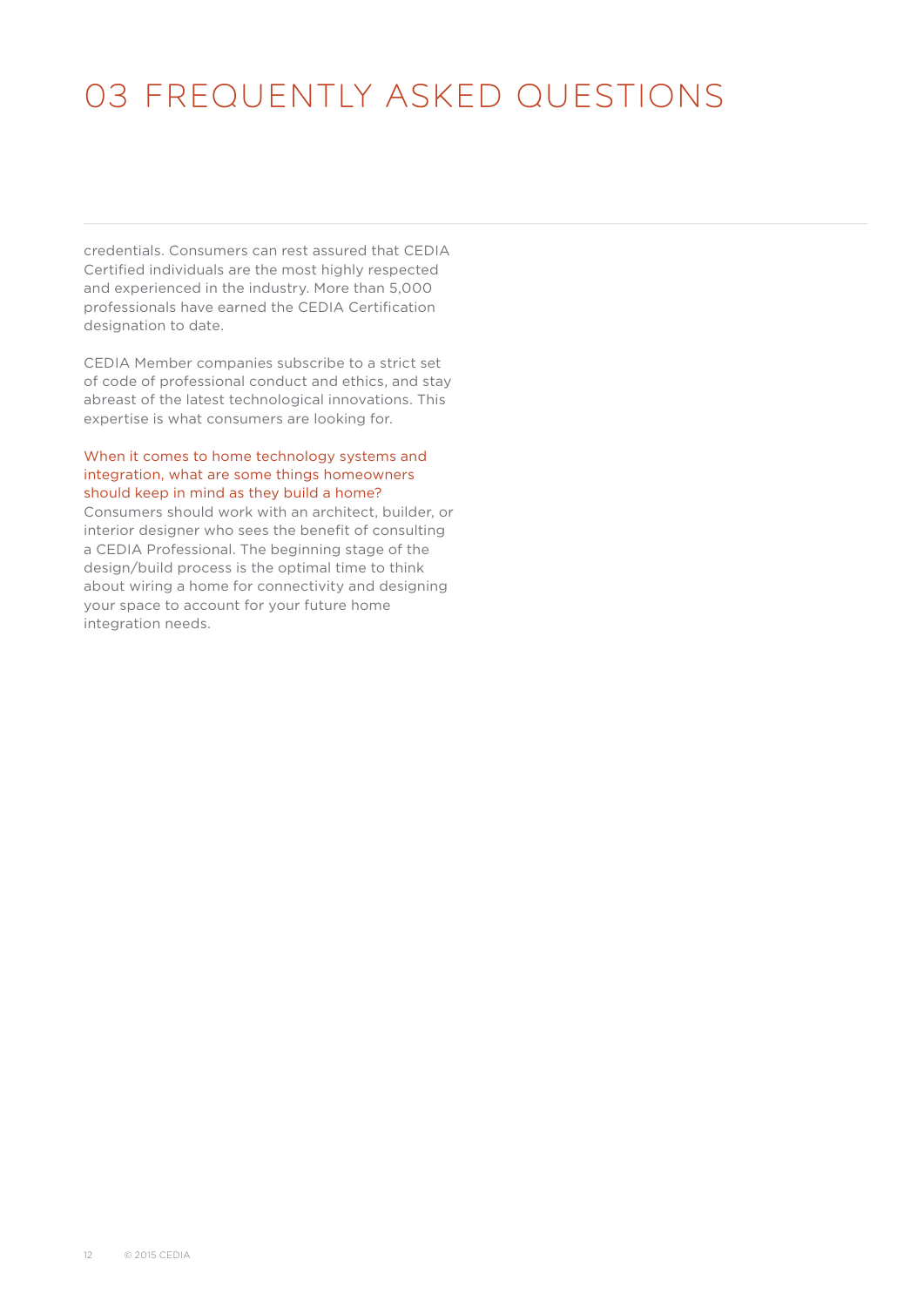# 03 FREQUENTLY ASKED QUESTIONS

credentials. Consumers can rest assured that CEDIA Certified individuals are the most highly respected and experienced in the industry. More than 5,000 professionals have earned the CEDIA Certification designation to date.

CEDIA Member companies subscribe to a strict set of code of professional conduct and ethics, and stay abreast of the latest technological innovations. This expertise is what consumers are looking for.

**When it comes to home technology systems and integration, what are some things homeowners should keep in mind as they build a home?**

Consumers should work with an architect, builder, or interior designer who sees the benefit of consulting a CEDIA Professional. The beginning stage of the design/build process is the optimal time to think about wiring a home for connectivity and designing your space to account for your future home integration needs.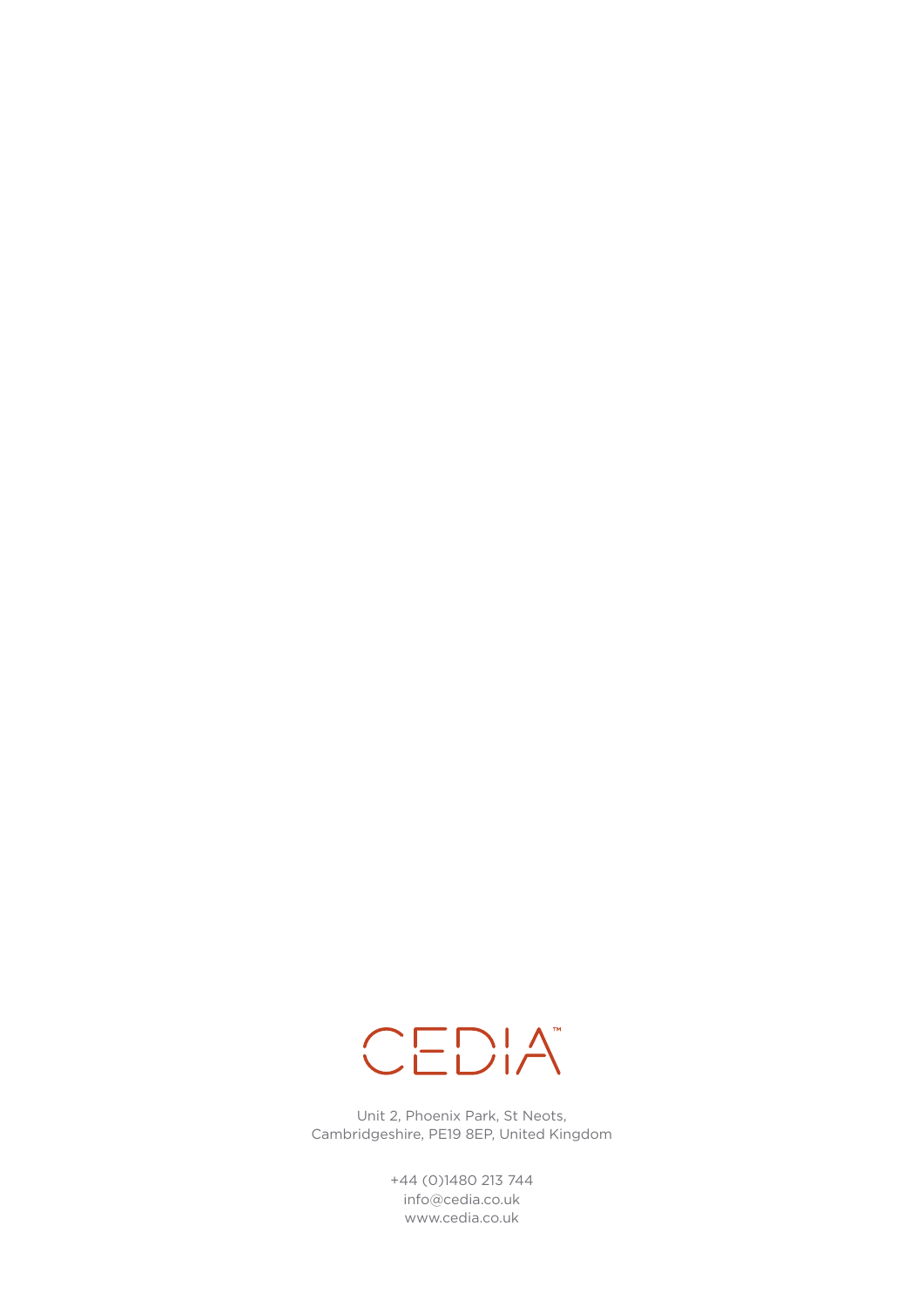CEDIA™

Unit 2, Phoenix Park, St Neots,
Cambridgeshire, PE19 8EP, United Kingdom

+44 (0)1480 213 744
info@cedia.co.uk
www.cedia.co.uk